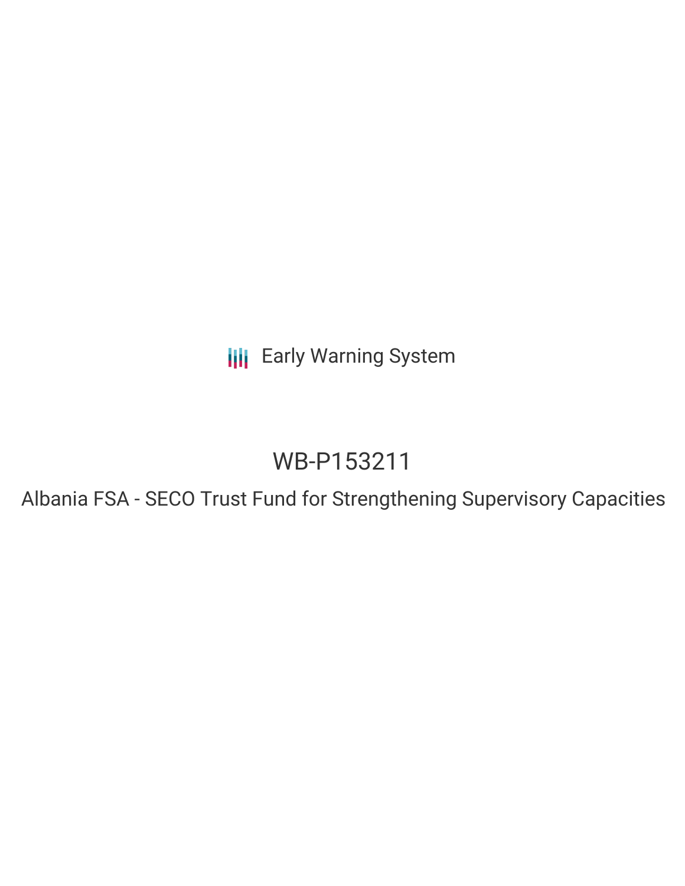Early Warning System

# WB-P153211

## Albania FSA - SECO Trust Fund for Strengthening Supervisory Capacities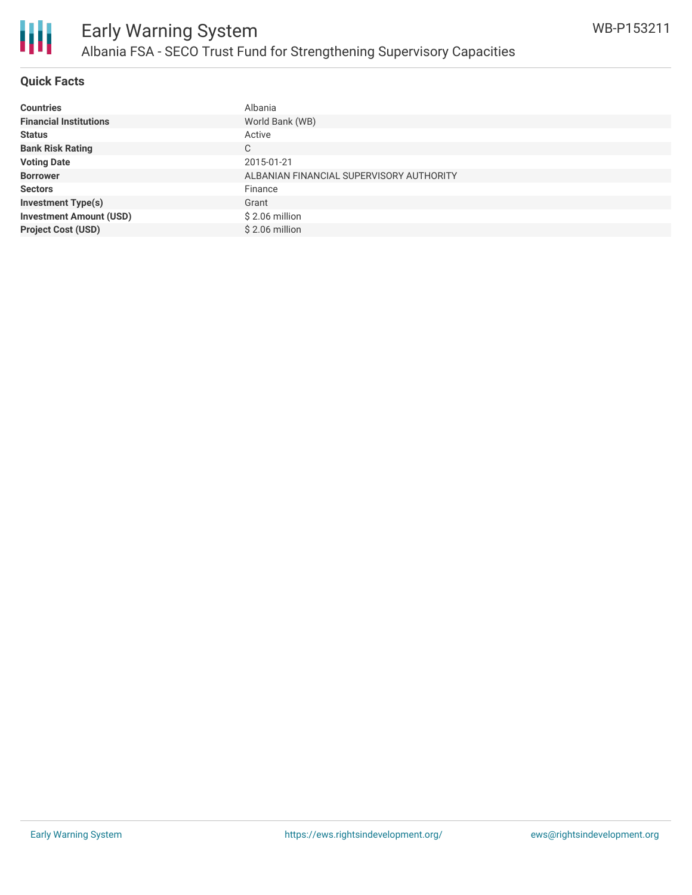# Early Warning System

## Albania FSA - SECO Trust Fund for Strengthening Supervisory Capacities

WB-P153211

### Quick Facts

| | |
|---|---|
| **Countries** | Albania |
| **Financial Institutions** | World Bank (WB) |
| **Status** | Active |
| **Bank Risk Rating** | C |
| **Voting Date** | 2015-01-21 |
| **Borrower** | ALBANIAN FINANCIAL SUPERVISORY AUTHORITY |
| **Sectors** | Finance |
| **Investment Type(s)** | Grant |
| **Investment Amount (USD)** | $ 2.06 million |
| **Project Cost (USD)** | $ 2.06 million |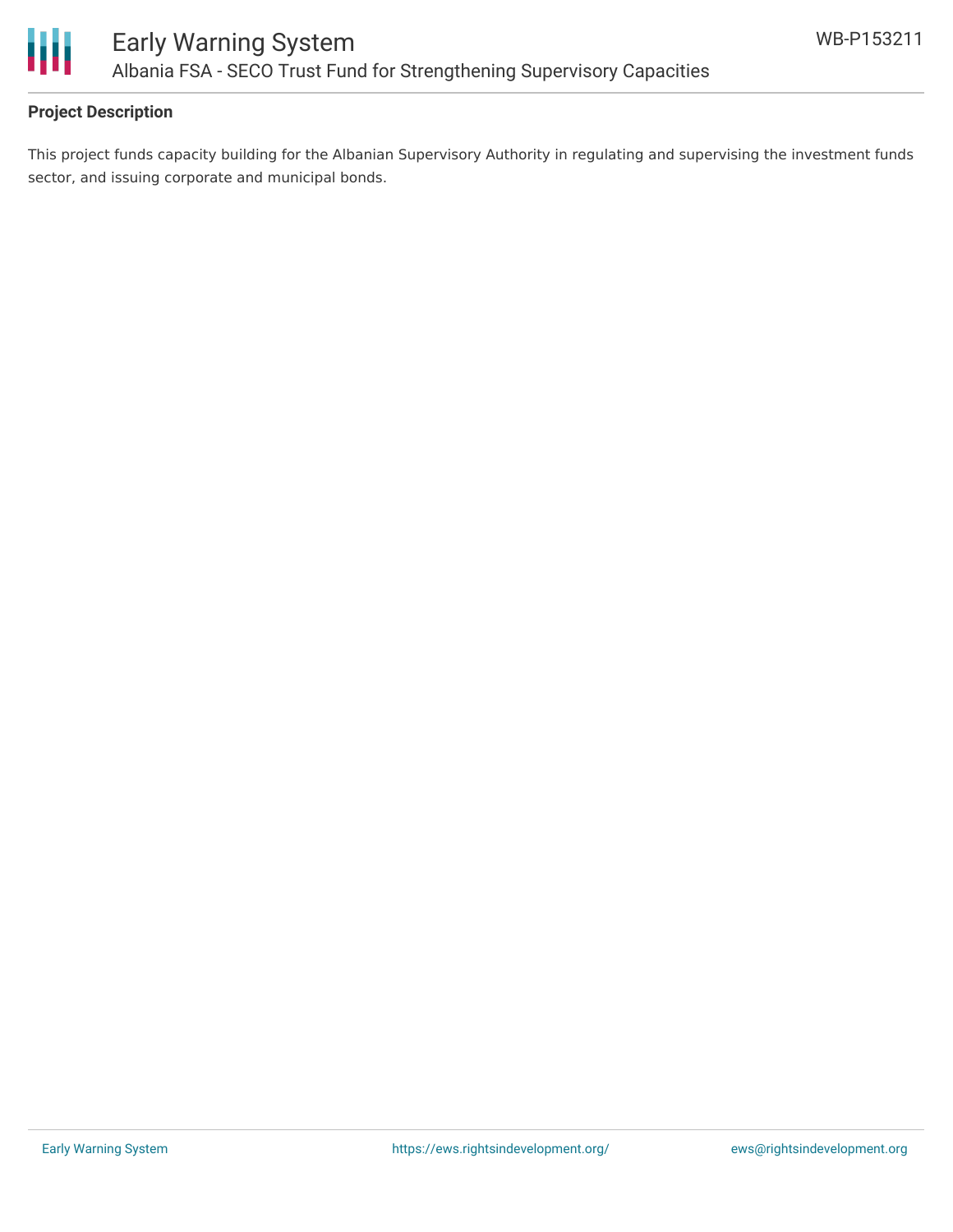## Project Description

This project funds capacity building for the Albanian Supervisory Authority in regulating and supervising the investment funds sector, and issuing corporate and municipal bonds.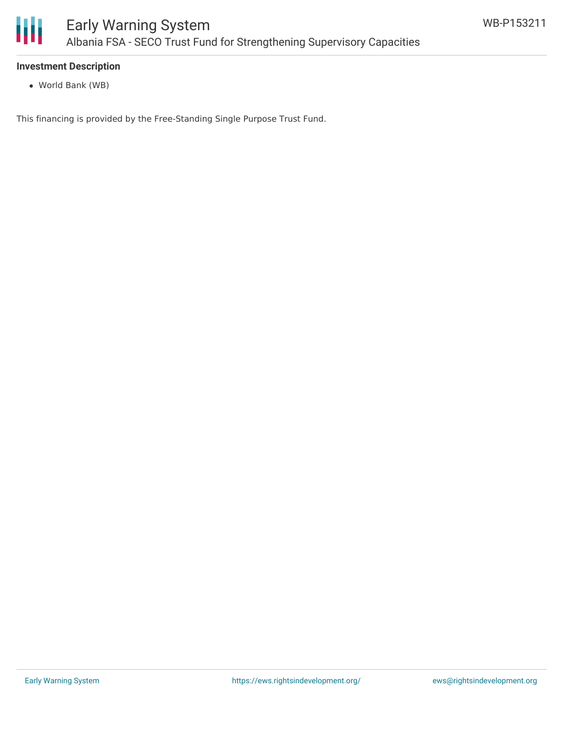**Investment Description**

- World Bank (WB)

This financing is provided by the Free-Standing Single Purpose Trust Fund.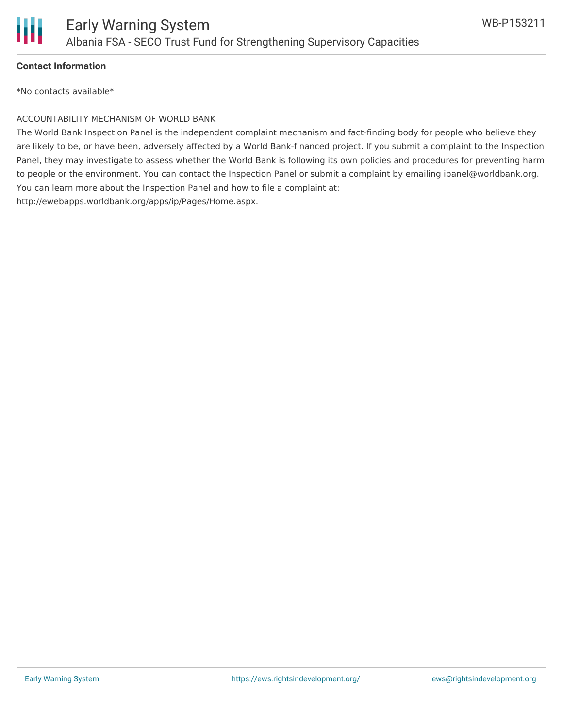**Contact Information**

*No contacts available*

ACCOUNTABILITY MECHANISM OF WORLD BANK

The World Bank Inspection Panel is the independent complaint mechanism and fact-finding body for people who believe they are likely to be, or have been, adversely affected by a World Bank-financed project. If you submit a complaint to the Inspection Panel, they may investigate to assess whether the World Bank is following its own policies and procedures for preventing harm to people or the environment. You can contact the Inspection Panel or submit a complaint by emailing ipanel@worldbank.org. You can learn more about the Inspection Panel and how to file a complaint at: http://ewebapps.worldbank.org/apps/ip/Pages/Home.aspx.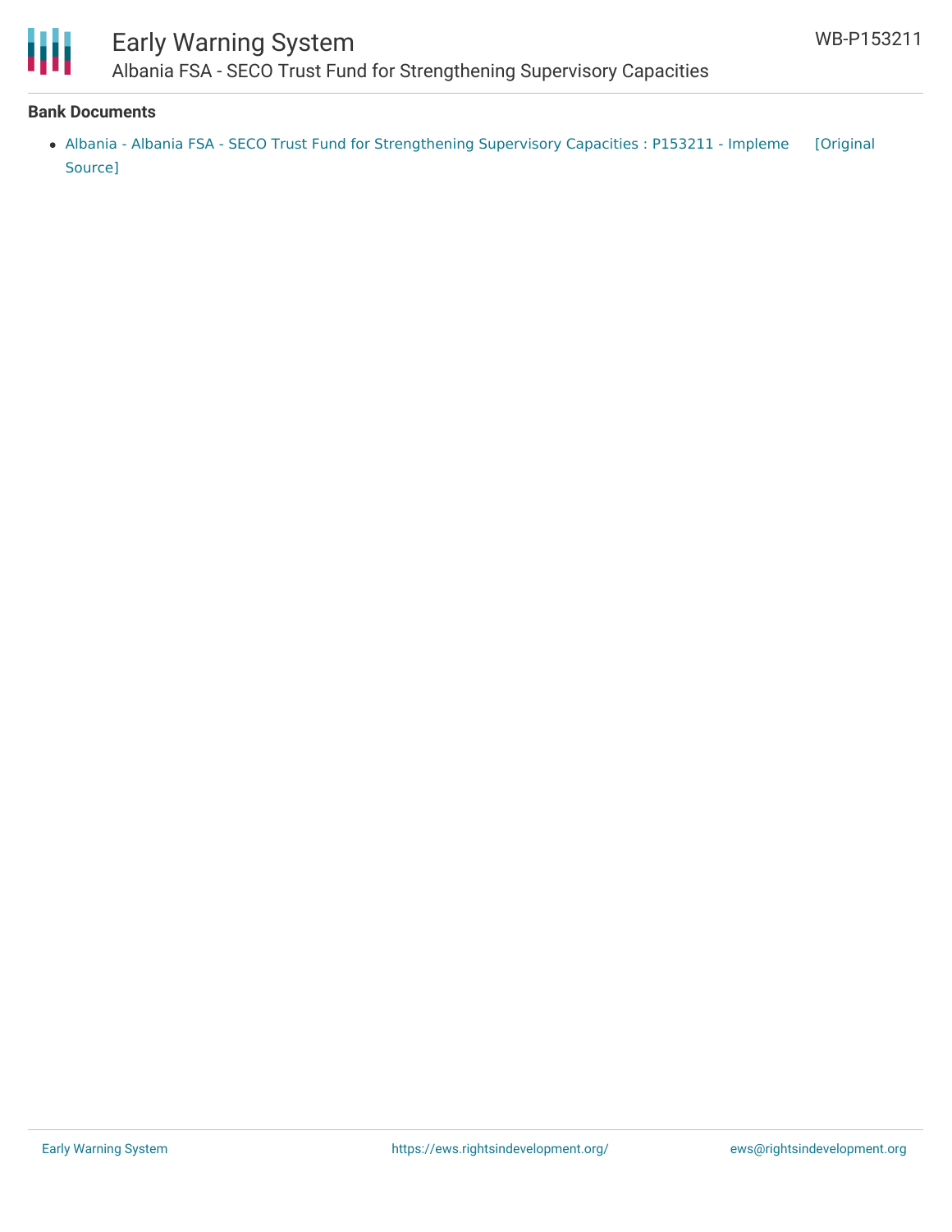**Bank Documents**

- Albania - Albania FSA - SECO Trust Fund for Strengthening Supervisory Capacities : P153211 - Impleme [Original Source]